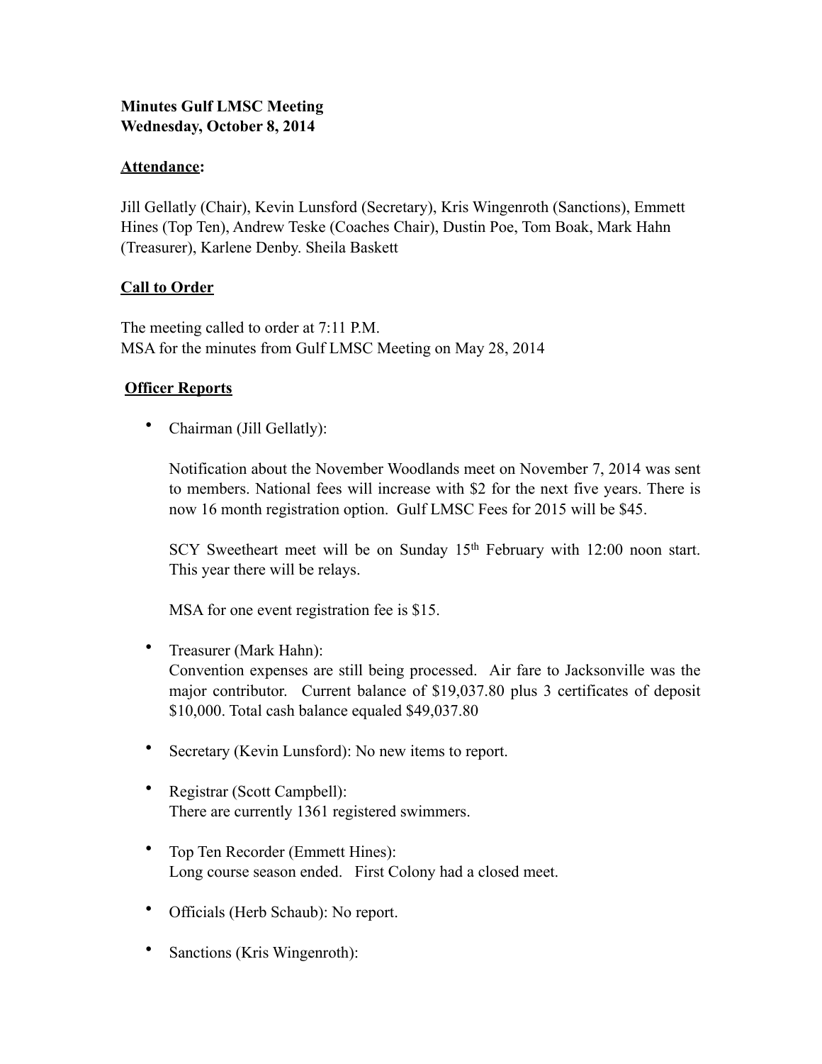**Minutes Gulf LMSC Meeting**
**Wednesday, October 8, 2014**

**Attendance:**

Jill Gellatly (Chair), Kevin Lunsford (Secretary), Kris Wingenroth (Sanctions), Emmett Hines (Top Ten), Andrew Teske (Coaches Chair), Dustin Poe, Tom Boak, Mark Hahn (Treasurer), Karlene Denby. Sheila Baskett

**Call to Order**

The meeting called to order at 7:11 P.M.
MSA for the minutes from Gulf LMSC Meeting on May 28, 2014

**Officer Reports**

- Chairman (Jill Gellatly):

  Notification about the November Woodlands meet on November 7, 2014 was sent to members. National fees will increase with $2 for the next five years. There is now 16 month registration option. Gulf LMSC Fees for 2015 will be $45.

  SCY Sweetheart meet will be on Sunday 15th February with 12:00 noon start. This year there will be relays.

  MSA for one event registration fee is $15.

- Treasurer (Mark Hahn):
  Convention expenses are still being processed. Air fare to Jacksonville was the major contributor. Current balance of $19,037.80 plus 3 certificates of deposit $10,000. Total cash balance equaled $49,037.80

- Secretary (Kevin Lunsford): No new items to report.

- Registrar (Scott Campbell):
  There are currently 1361 registered swimmers.

- Top Ten Recorder (Emmett Hines):
  Long course season ended. First Colony had a closed meet.

- Officials (Herb Schaub): No report.

- Sanctions (Kris Wingenroth):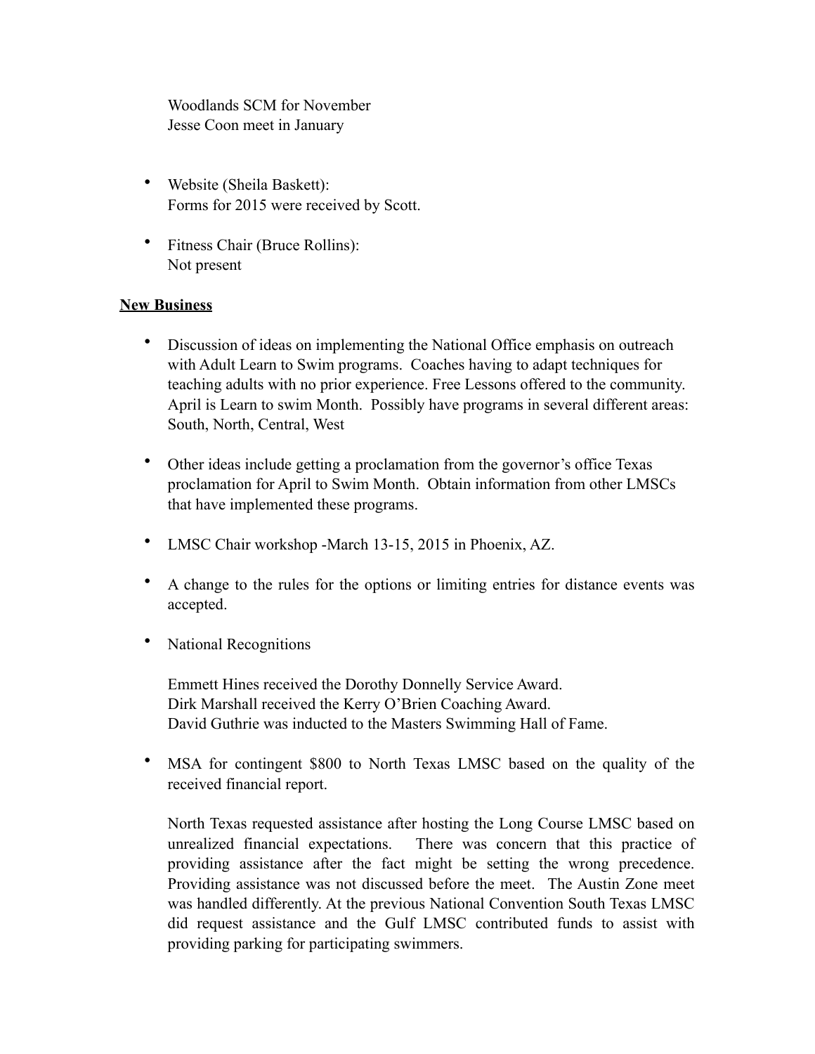Woodlands SCM for November
Jesse Coon meet in January

- Website (Sheila Baskett):
  Forms for 2015 were received by Scott.

- Fitness Chair (Bruce Rollins):
  Not present

**New Business**

- Discussion of ideas on implementing the National Office emphasis on outreach with Adult Learn to Swim programs. Coaches having to adapt techniques for teaching adults with no prior experience. Free Lessons offered to the community. April is Learn to swim Month. Possibly have programs in several different areas: South, North, Central, West

- Other ideas include getting a proclamation from the governor's office Texas proclamation for April to Swim Month. Obtain information from other LMSCs that have implemented these programs.

- LMSC Chair workshop -March 13-15, 2015 in Phoenix, AZ.

- A change to the rules for the options or limiting entries for distance events was accepted.

- National Recognitions

  Emmett Hines received the Dorothy Donnelly Service Award.
  Dirk Marshall received the Kerry O'Brien Coaching Award.
  David Guthrie was inducted to the Masters Swimming Hall of Fame.

- MSA for contingent $800 to North Texas LMSC based on the quality of the received financial report.

  North Texas requested assistance after hosting the Long Course LMSC based on unrealized financial expectations. There was concern that this practice of providing assistance after the fact might be setting the wrong precedence. Providing assistance was not discussed before the meet. The Austin Zone meet was handled differently. At the previous National Convention South Texas LMSC did request assistance and the Gulf LMSC contributed funds to assist with providing parking for participating swimmers.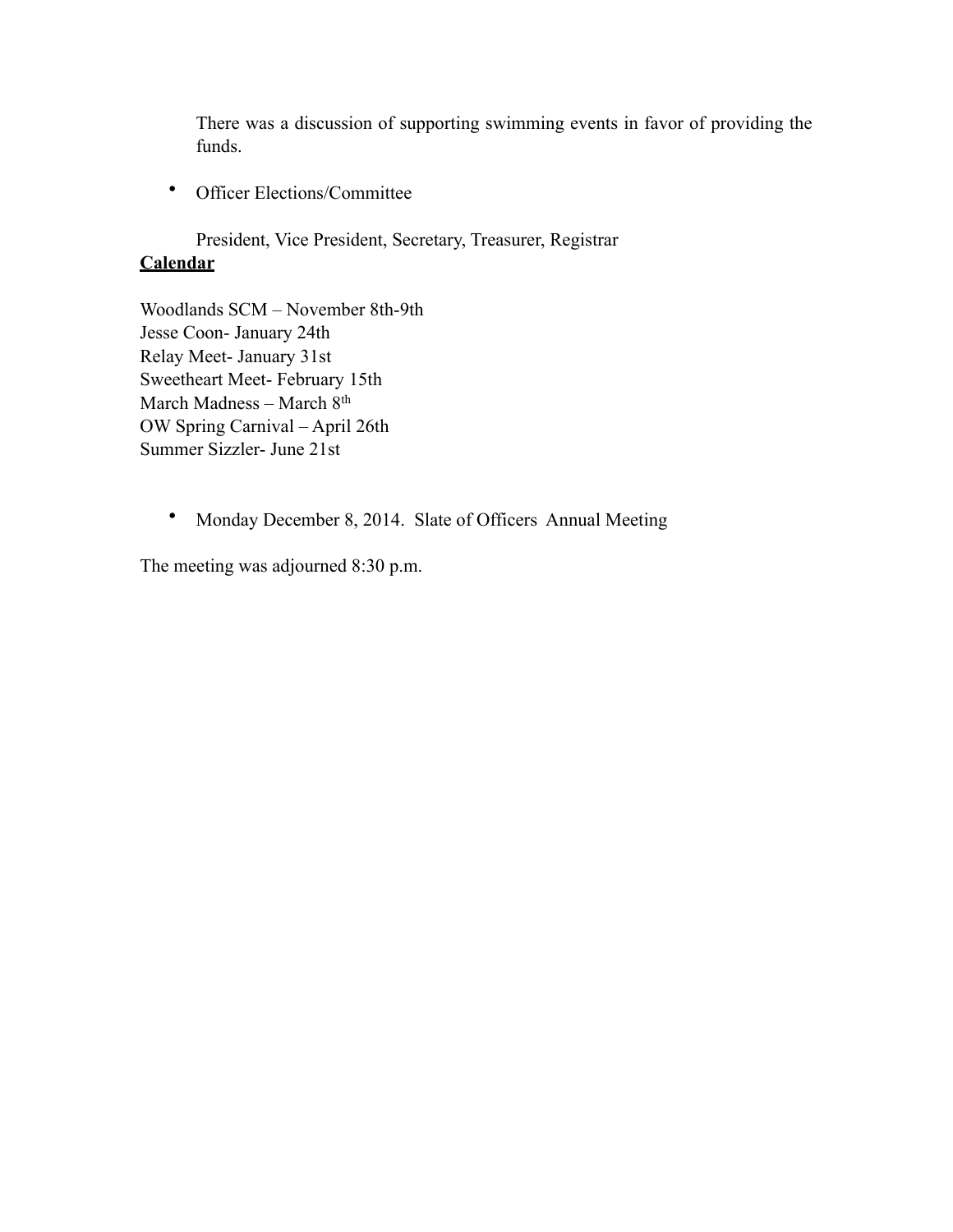There was a discussion of supporting swimming events in favor of providing the funds.

- Officer Elections/Committee

  President, Vice President, Secretary, Treasurer, Registrar

**Calendar**

Woodlands SCM – November 8th-9th
Jesse Coon- January 24th
Relay Meet- January 31st
Sweetheart Meet- February 15th
March Madness – March 8th
OW Spring Carnival – April 26th
Summer Sizzler- June 21st

- Monday December 8, 2014. Slate of Officers Annual Meeting

The meeting was adjourned 8:30 p.m.